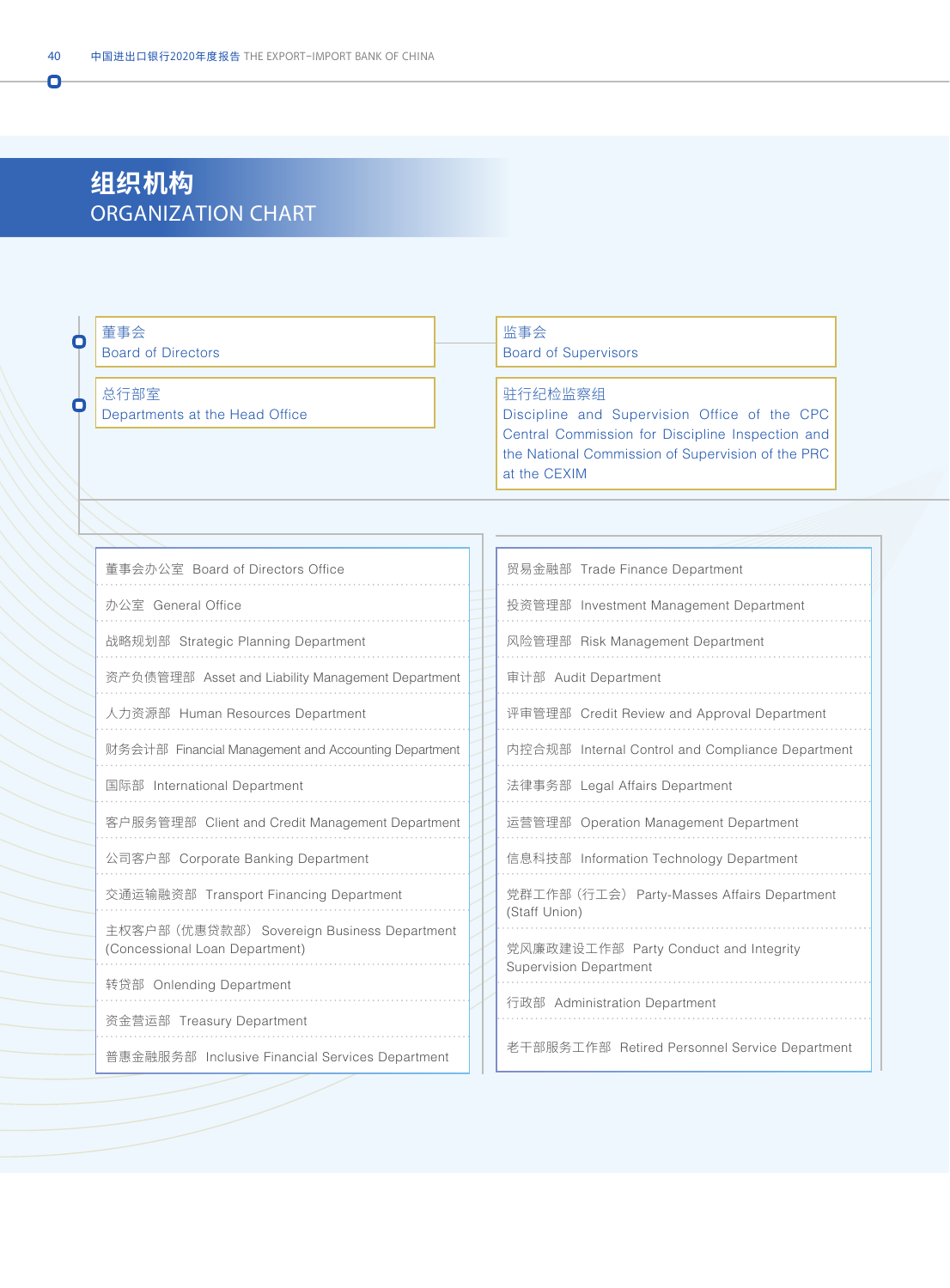# 组织机构
ORGANIZATION CHART

董事会
Board of Directors

监事会
Board of Supervisors

总行部室
Departments at the Head Office

驻行纪检监察组
Discipline and Supervision Office of the CPC Central Commission for Discipline Inspection and the National Commission of Supervision of the PRC at the CEXIM

- 董事会办公室 Board of Directors Office
- 办公室 General Office
- 战略规划部 Strategic Planning Department
- 资产负债管理部 Asset and Liability Management Department
- 人力资源部 Human Resources Department
- 财务会计部 Financial Management and Accounting Department
- 国际部 International Department
- 客户服务管理部 Client and Credit Management Department
- 公司客户部 Corporate Banking Department
- 交通运输融资部 Transport Financing Department
- 主权客户部（优惠贷款部） Sovereign Business Department (Concessional Loan Department)
- 转贷部 Onlending Department
- 资金营运部 Treasury Department
- 普惠金融服务部 Inclusive Financial Services Department
- 贸易金融部 Trade Finance Department
- 投资管理部 Investment Management Department
- 风险管理部 Risk Management Department
- 审计部 Audit Department
- 评审管理部 Credit Review and Approval Department
- 内控合规部 Internal Control and Compliance Department
- 法律事务部 Legal Affairs Department
- 运营管理部 Operation Management Department
- 信息科技部 Information Technology Department
- 党群工作部（行工会） Party-Masses Affairs Department (Staff Union)
- 党风廉政建设工作部 Party Conduct and Integrity Supervision Department
- 行政部 Administration Department
- 老干部服务工作部 Retired Personnel Service Department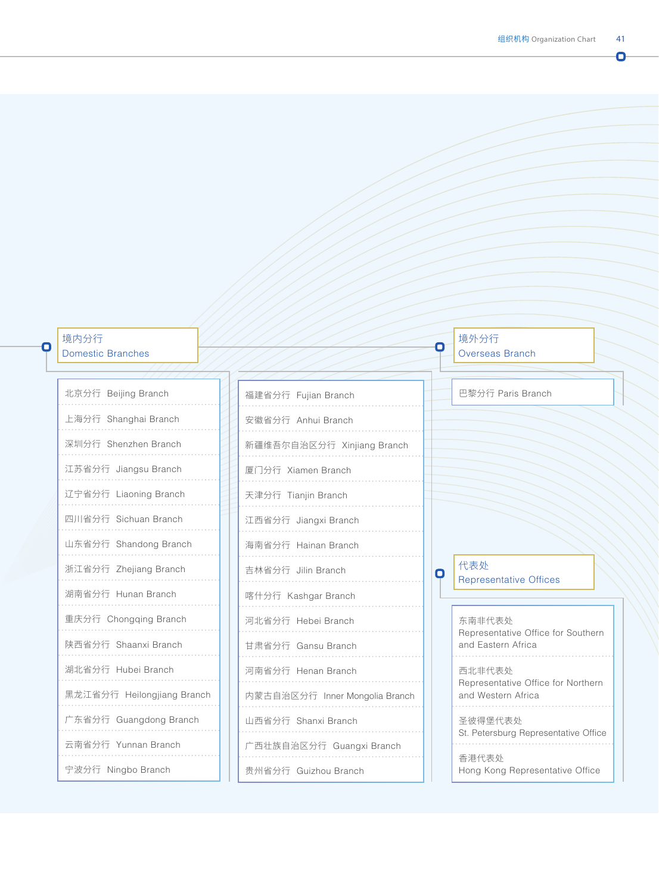## 境内分行 Domestic Branches

- 北京分行 Beijing Branch
- 上海分行 Shanghai Branch
- 深圳分行 Shenzhen Branch
- 江苏省分行 Jiangsu Branch
- 辽宁省分行 Liaoning Branch
- 四川省分行 Sichuan Branch
- 山东省分行 Shandong Branch
- 浙江省分行 Zhejiang Branch
- 湖南省分行 Hunan Branch
- 重庆分行 Chongqing Branch
- 陕西省分行 Shaanxi Branch
- 湖北省分行 Hubei Branch
- 黑龙江省分行 Heilongjiang Branch
- 广东省分行 Guangdong Branch
- 云南省分行 Yunnan Branch
- 宁波分行 Ningbo Branch
- 福建省分行 Fujian Branch
- 安徽省分行 Anhui Branch
- 新疆维吾尔自治区分行 Xinjiang Branch
- 厦门分行 Xiamen Branch
- 天津分行 Tianjin Branch
- 江西省分行 Jiangxi Branch
- 海南省分行 Hainan Branch
- 吉林省分行 Jilin Branch
- 喀什分行 Kashgar Branch
- 河北省分行 Hebei Branch
- 甘肃省分行 Gansu Branch
- 河南省分行 Henan Branch
- 内蒙古自治区分行 Inner Mongolia Branch
- 山西省分行 Shanxi Branch
- 广西壮族自治区分行 Guangxi Branch
- 贵州省分行 Guizhou Branch

## 境外分行 Overseas Branch

- 巴黎分行 Paris Branch

## 代表处 Representative Offices

- 东南非代表处 Representative Office for Southern and Eastern Africa
- 西北非代表处 Representative Office for Northern and Western Africa
- 圣彼得堡代表处 St. Petersburg Representative Office
- 香港代表处 Hong Kong Representative Office